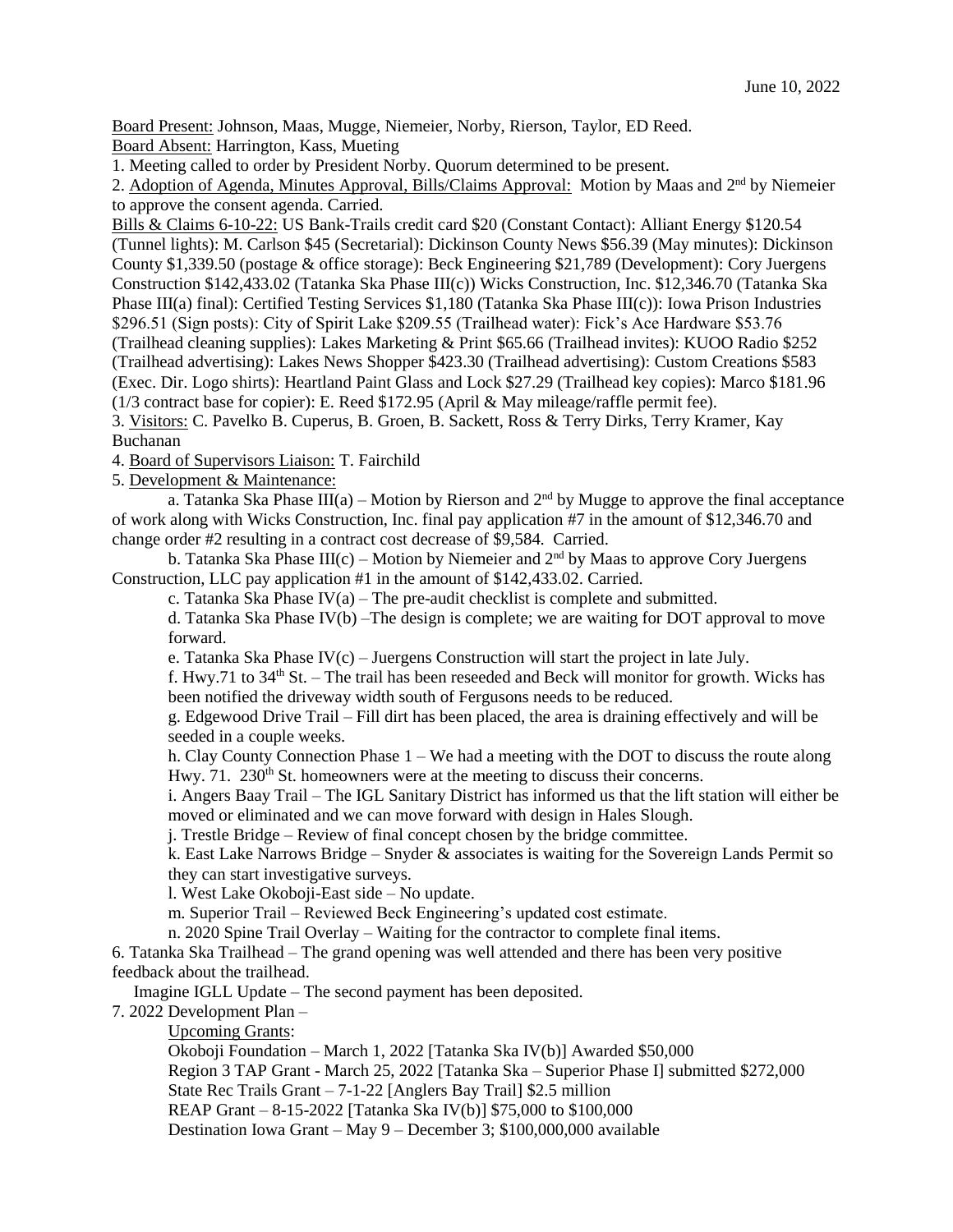June 10, 2022

Board Present: Johnson, Maas, Mugge, Niemeier, Norby, Rierson, Taylor, ED Reed.
Board Absent: Harrington, Kass, Mueting

1. Meeting called to order by President Norby. Quorum determined to be present.
2. Adoption of Agenda, Minutes Approval, Bills/Claims Approval: Motion by Maas and 2nd by Niemeier to approve the consent agenda. Carried.

Bills & Claims 6-10-22: US Bank-Trails credit card $20 (Constant Contact): Alliant Energy $120.54 (Tunnel lights): M. Carlson $45 (Secretarial): Dickinson County News $56.39 (May minutes): Dickinson County $1,339.50 (postage & office storage): Beck Engineering $21,789 (Development): Cory Juergens Construction $142,433.02 (Tatanka Ska Phase III(c)) Wicks Construction, Inc. $12,346.70 (Tatanka Ska Phase III(a) final): Certified Testing Services $1,180 (Tatanka Ska Phase III(c)): Iowa Prison Industries $296.51 (Sign posts): City of Spirit Lake $209.55 (Trailhead water): Fick's Ace Hardware $53.76 (Trailhead cleaning supplies): Lakes Marketing & Print $65.66 (Trailhead invites): KUOO Radio $252 (Trailhead advertising): Lakes News Shopper $423.30 (Trailhead advertising): Custom Creations $583 (Exec. Dir. Logo shirts): Heartland Paint Glass and Lock $27.29 (Trailhead key copies): Marco $181.96 (1/3 contract base for copier): E. Reed $172.95 (April & May mileage/raffle permit fee).

3. Visitors: C. Pavelko B. Cuperus, B. Groen, B. Sackett, Ross & Terry Dirks, Terry Kramer, Kay Buchanan
4. Board of Supervisors Liaison: T. Fairchild
5. Development & Maintenance:
   a. Tatanka Ska Phase III(a) – Motion by Rierson and 2nd by Mugge to approve the final acceptance of work along with Wicks Construction, Inc. final pay application #7 in the amount of $12,346.70 and change order #2 resulting in a contract cost decrease of $9,584. Carried.
   b. Tatanka Ska Phase III(c) – Motion by Niemeier and 2nd by Maas to approve Cory Juergens Construction, LLC pay application #1 in the amount of $142,433.02. Carried.
   c. Tatanka Ska Phase IV(a) – The pre-audit checklist is complete and submitted.
   d. Tatanka Ska Phase IV(b) –The design is complete; we are waiting for DOT approval to move forward.
   e. Tatanka Ska Phase IV(c) – Juergens Construction will start the project in late July.
   f. Hwy.71 to 34th St. – The trail has been reseeded and Beck will monitor for growth. Wicks has been notified the driveway width south of Fergusons needs to be reduced.
   g. Edgewood Drive Trail – Fill dirt has been placed, the area is draining effectively and will be seeded in a couple weeks.
   h. Clay County Connection Phase 1 – We had a meeting with the DOT to discuss the route along Hwy. 71. 230th St. homeowners were at the meeting to discuss their concerns.
   i. Angers Baay Trail – The IGL Sanitary District has informed us that the lift station will either be moved or eliminated and we can move forward with design in Hales Slough.
   j. Trestle Bridge – Review of final concept chosen by the bridge committee.
   k. East Lake Narrows Bridge – Snyder & associates is waiting for the Sovereign Lands Permit so they can start investigative surveys.
   l. West Lake Okoboji-East side – No update.
   m. Superior Trail – Reviewed Beck Engineering's updated cost estimate.
   n. 2020 Spine Trail Overlay – Waiting for the contractor to complete final items.
6. Tatanka Ska Trailhead – The grand opening was well attended and there has been very positive feedback about the trailhead.
   Imagine IGLL Update – The second payment has been deposited.
7. 2022 Development Plan –
   Upcoming Grants:
   Okoboji Foundation – March 1, 2022 [Tatanka Ska IV(b)] Awarded $50,000
   Region 3 TAP Grant - March 25, 2022 [Tatanka Ska – Superior Phase I] submitted $272,000
   State Rec Trails Grant – 7-1-22 [Anglers Bay Trail] $2.5 million
   REAP Grant – 8-15-2022 [Tatanka Ska IV(b)] $75,000 to $100,000
   Destination Iowa Grant – May 9 – December 3; $100,000,000 available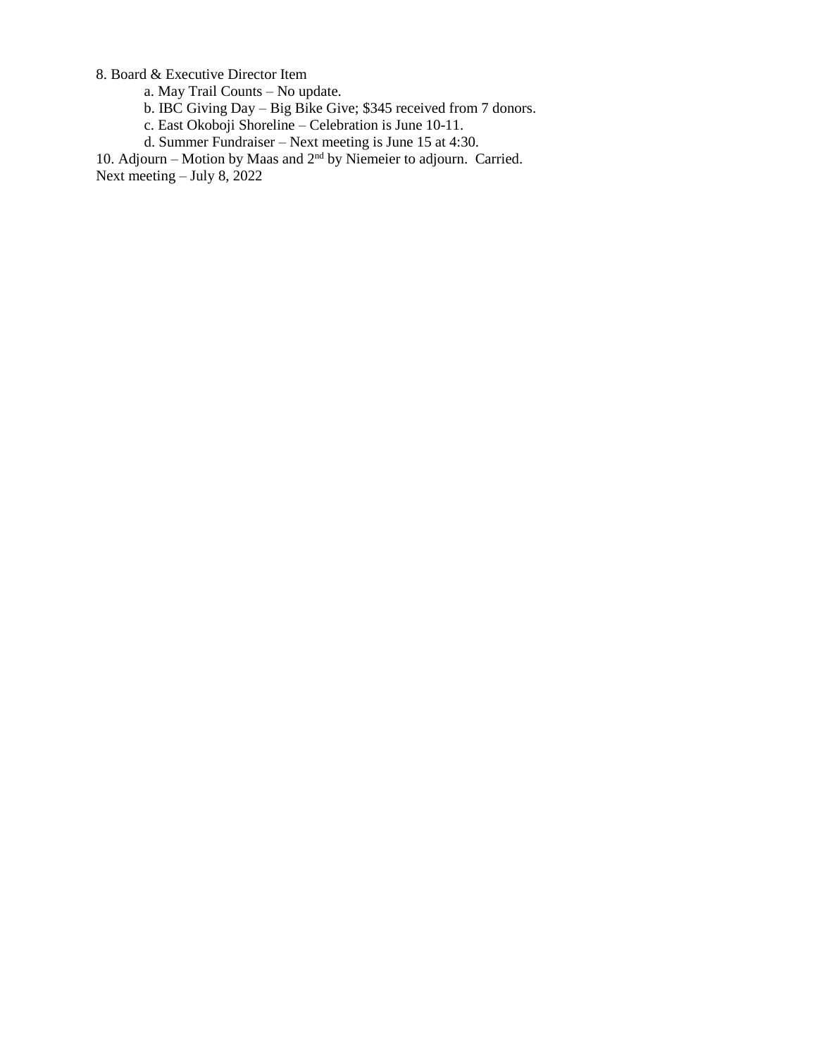8. Board & Executive Director Item

   a. May Trail Counts – No update.

   b. IBC Giving Day – Big Bike Give; $345 received from 7 donors.

   c. East Okoboji Shoreline – Celebration is June 10-11.

   d. Summer Fundraiser – Next meeting is June 15 at 4:30.

10. Adjourn – Motion by Maas and 2nd by Niemeier to adjourn. Carried.

Next meeting – July 8, 2022